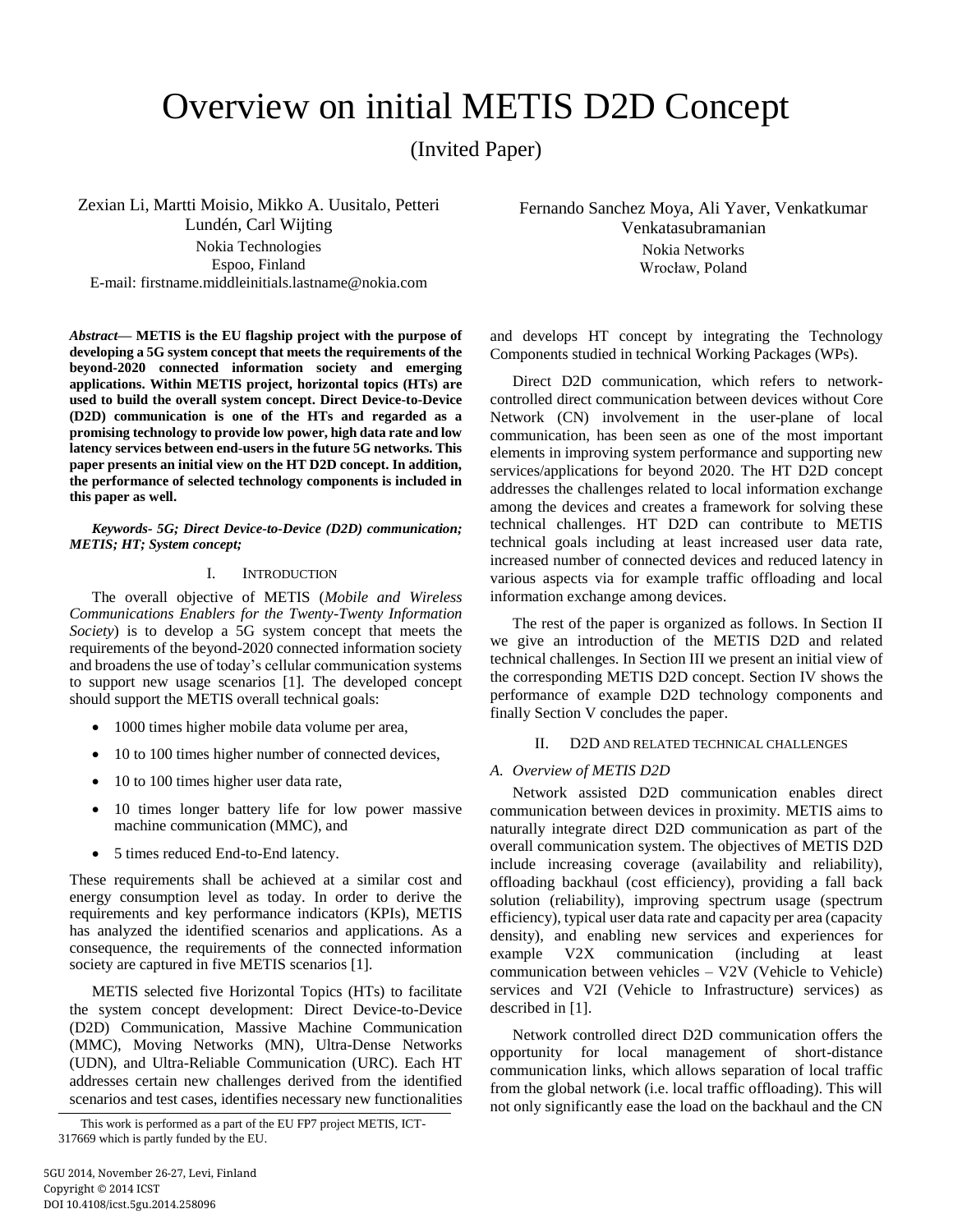# Overview on initial METIS D2D Concept

(Invited Paper)

Zexian Li, Martti Moisio, Mikko A. Uusitalo, Petteri Lundén, Carl Wijting
Nokia Technologies
Espoo, Finland
E-mail: firstname.middleinitials.lastname@nokia.com

Fernando Sanchez Moya, Ali Yaver, Venkatkumar Venkatasubramanian
Nokia Networks
Wrocław, Poland

***Abstract*— METIS is the EU flagship project with the purpose of developing a 5G system concept that meets the requirements of the beyond-2020 connected information society and emerging applications. Within METIS project, horizontal topics (HTs) are used to build the overall system concept. Direct Device-to-Device (D2D) communication is one of the HTs and regarded as a promising technology to provide low power, high data rate and low latency services between end-users in the future 5G networks. This paper presents an initial view on the HT D2D concept. In addition, the performance of selected technology components is included in this paper as well.**

***Keywords- 5G; Direct Device-to-Device (D2D) communication; METIS; HT; System concept;***

## I. Introduction

The overall objective of METIS (*Mobile and Wireless Communications Enablers for the Twenty-Twenty Information Society*) is to develop a 5G system concept that meets the requirements of the beyond-2020 connected information society and broadens the use of today's cellular communication systems to support new usage scenarios [1]. The developed concept should support the METIS overall technical goals:

- 1000 times higher mobile data volume per area,
- 10 to 100 times higher number of connected devices,
- 10 to 100 times higher user data rate,
- 10 times longer battery life for low power massive machine communication (MMC), and
- 5 times reduced End-to-End latency.

These requirements shall be achieved at a similar cost and energy consumption level as today. In order to derive the requirements and key performance indicators (KPIs), METIS has analyzed the identified scenarios and applications. As a consequence, the requirements of the connected information society are captured in five METIS scenarios [1].

METIS selected five Horizontal Topics (HTs) to facilitate the system concept development: Direct Device-to-Device (D2D) Communication, Massive Machine Communication (MMC), Moving Networks (MN), Ultra-Dense Networks (UDN), and Ultra-Reliable Communication (URC). Each HT addresses certain new challenges derived from the identified scenarios and test cases, identifies necessary new functionalities and develops HT concept by integrating the Technology Components studied in technical Working Packages (WPs).

Direct D2D communication, which refers to network-controlled direct communication between devices without Core Network (CN) involvement in the user-plane of local communication, has been seen as one of the most important elements in improving system performance and supporting new services/applications for beyond 2020. The HT D2D concept addresses the challenges related to local information exchange among the devices and creates a framework for solving these technical challenges. HT D2D can contribute to METIS technical goals including at least increased user data rate, increased number of connected devices and reduced latency in various aspects via for example traffic offloading and local information exchange among devices.

The rest of the paper is organized as follows. In Section II we give an introduction of the METIS D2D and related technical challenges. In Section III we present an initial view of the corresponding METIS D2D concept. Section IV shows the performance of example D2D technology components and finally Section V concludes the paper.

## II. D2D and Related Technical Challenges

### *A. Overview of METIS D2D*

Network assisted D2D communication enables direct communication between devices in proximity. METIS aims to naturally integrate direct D2D communication as part of the overall communication system. The objectives of METIS D2D include increasing coverage (availability and reliability), offloading backhaul (cost efficiency), providing a fall back solution (reliability), improving spectrum usage (spectrum efficiency), typical user data rate and capacity per area (capacity density), and enabling new services and experiences for example V2X communication (including at least communication between vehicles – V2V (Vehicle to Vehicle) services and V2I (Vehicle to Infrastructure) services) as described in [1].

Network controlled direct D2D communication offers the opportunity for local management of short-distance communication links, which allows separation of local traffic from the global network (i.e. local traffic offloading). This will not only significantly ease the load on the backhaul and the CN

This work is performed as a part of the EU FP7 project METIS, ICT-317669 which is partly funded by the EU.

5GU 2014, November 26-27, Levi, Finland
Copyright © 2014 ICST
DOI 10.4108/icst.5gu.2014.258096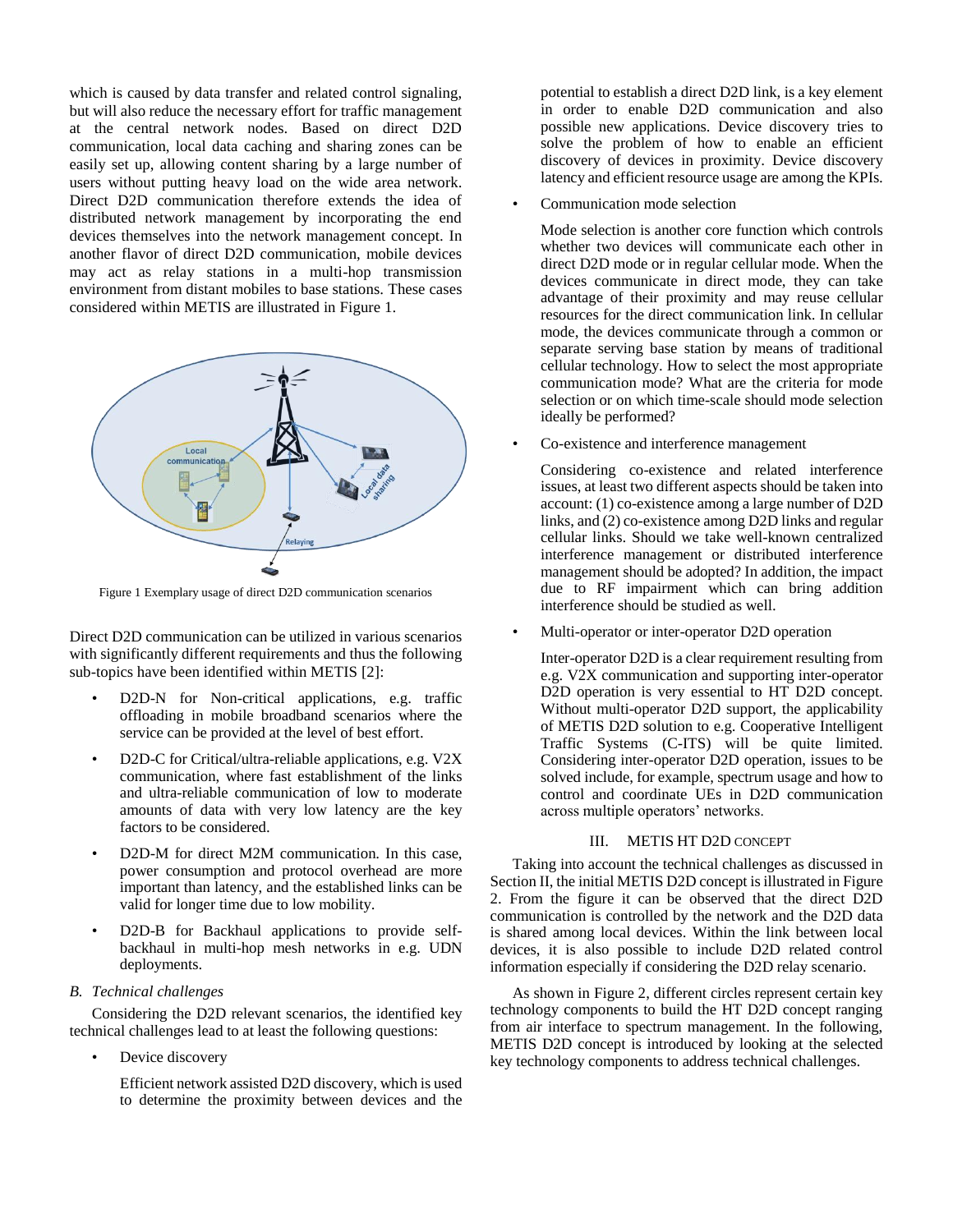which is caused by data transfer and related control signaling, but will also reduce the necessary effort for traffic management at the central network nodes. Based on direct D2D communication, local data caching and sharing zones can be easily set up, allowing content sharing by a large number of users without putting heavy load on the wide area network. Direct D2D communication therefore extends the idea of distributed network management by incorporating the end devices themselves into the network management concept. In another flavor of direct D2D communication, mobile devices may act as relay stations in a multi-hop transmission environment from distant mobiles to base stations. These cases considered within METIS are illustrated in Figure 1.

Figure 1 Exemplary usage of direct D2D communication scenarios

Direct D2D communication can be utilized in various scenarios with significantly different requirements and thus the following sub-topics have been identified within METIS [2]:

- D2D-N for Non-critical applications, e.g. traffic offloading in mobile broadband scenarios where the service can be provided at the level of best effort.
- D2D-C for Critical/ultra-reliable applications, e.g. V2X communication, where fast establishment of the links and ultra-reliable communication of low to moderate amounts of data with very low latency are the key factors to be considered.
- D2D-M for direct M2M communication. In this case, power consumption and protocol overhead are more important than latency, and the established links can be valid for longer time due to low mobility.
- D2D-B for Backhaul applications to provide self-backhaul in multi-hop mesh networks in e.g. UDN deployments.

### B. *Technical challenges*

Considering the D2D relevant scenarios, the identified key technical challenges lead to at least the following questions:

- Device discovery

  Efficient network assisted D2D discovery, which is used to determine the proximity between devices and the potential to establish a direct D2D link, is a key element in order to enable D2D communication and also possible new applications. Device discovery tries to solve the problem of how to enable an efficient discovery of devices in proximity. Device discovery latency and efficient resource usage are among the KPIs.

- Communication mode selection

  Mode selection is another core function which controls whether two devices will communicate each other in direct D2D mode or in regular cellular mode. When the devices communicate in direct mode, they can take advantage of their proximity and may reuse cellular resources for the direct communication link. In cellular mode, the devices communicate through a common or separate serving base station by means of traditional cellular technology. How to select the most appropriate communication mode? What are the criteria for mode selection or on which time-scale should mode selection ideally be performed?

- Co-existence and interference management

  Considering co-existence and related interference issues, at least two different aspects should be taken into account: (1) co-existence among a large number of D2D links, and (2) co-existence among D2D links and regular cellular links. Should we take well-known centralized interference management or distributed interference management should be adopted? In addition, the impact due to RF impairment which can bring addition interference should be studied as well.

- Multi-operator or inter-operator D2D operation

  Inter-operator D2D is a clear requirement resulting from e.g. V2X communication and supporting inter-operator D2D operation is very essential to HT D2D concept. Without multi-operator D2D support, the applicability of METIS D2D solution to e.g. Cooperative Intelligent Traffic Systems (C-ITS) will be quite limited. Considering inter-operator D2D operation, issues to be solved include, for example, spectrum usage and how to control and coordinate UEs in D2D communication across multiple operators' networks.

## III. METIS HT D2D CONCEPT

Taking into account the technical challenges as discussed in Section II, the initial METIS D2D concept is illustrated in Figure 2. From the figure it can be observed that the direct D2D communication is controlled by the network and the D2D data is shared among local devices. Within the link between local devices, it is also possible to include D2D related control information especially if considering the D2D relay scenario.

As shown in Figure 2, different circles represent certain key technology components to build the HT D2D concept ranging from air interface to spectrum management. In the following, METIS D2D concept is introduced by looking at the selected key technology components to address technical challenges.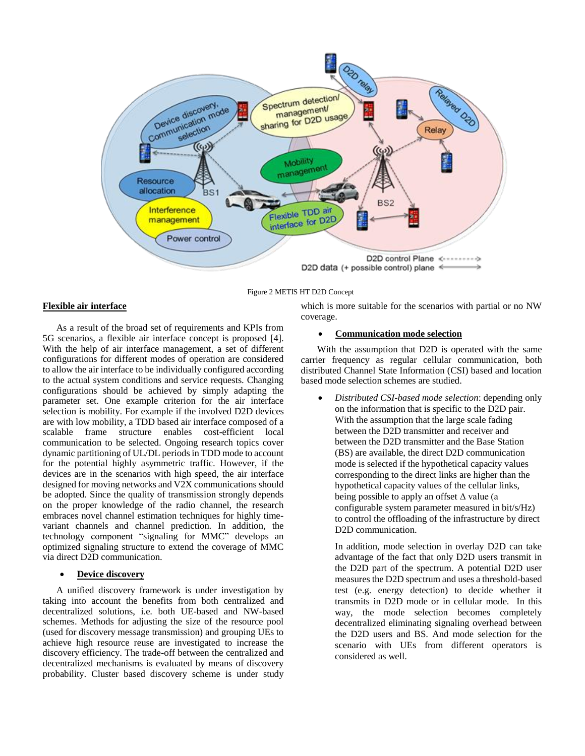Figure 2 METIS HT D2D Concept

**Flexible air interface**

As a result of the broad set of requirements and KPIs from 5G scenarios, a flexible air interface concept is proposed [4]. With the help of air interface management, a set of different configurations for different modes of operation are considered to allow the air interface to be individually configured according to the actual system conditions and service requests. Changing configurations should be achieved by simply adapting the parameter set. One example criterion for the air interface selection is mobility. For example if the involved D2D devices are with low mobility, a TDD based air interface composed of a scalable frame structure enables cost-efficient local communication to be selected. Ongoing research topics cover dynamic partitioning of UL/DL periods in TDD mode to account for the potential highly asymmetric traffic. However, if the devices are in the scenarios with high speed, the air interface designed for moving networks and V2X communications should be adopted. Since the quality of transmission strongly depends on the proper knowledge of the radio channel, the research embraces novel channel estimation techniques for highly time-variant channels and channel prediction. In addition, the technology component "signaling for MMC" develops an optimized signaling structure to extend the coverage of MMC via direct D2D communication.

- **Device discovery**

A unified discovery framework is under investigation by taking into account the benefits from both centralized and decentralized solutions, i.e. both UE-based and NW-based schemes. Methods for adjusting the size of the resource pool (used for discovery message transmission) and grouping UEs to achieve high resource reuse are investigated to increase the discovery efficiency. The trade-off between the centralized and decentralized mechanisms is evaluated by means of discovery probability. Cluster based discovery scheme is under study which is more suitable for the scenarios with partial or no NW coverage.

- **Communication mode selection**

With the assumption that D2D is operated with the same carrier frequency as regular cellular communication, both distributed Channel State Information (CSI) based and location based mode selection schemes are studied.

- *Distributed CSI-based mode selection*: depending only on the information that is specific to the D2D pair. With the assumption that the large scale fading between the D2D transmitter and receiver and between the D2D transmitter and the Base Station (BS) are available, the direct D2D communication mode is selected if the hypothetical capacity values corresponding to the direct links are higher than the hypothetical capacity values of the cellular links, being possible to apply an offset $\Delta$ value (a configurable system parameter measured in bit/s/Hz) to control the offloading of the infrastructure by direct D2D communication.

  In addition, mode selection in overlay D2D can take advantage of the fact that only D2D users transmit in the D2D part of the spectrum. A potential D2D user measures the D2D spectrum and uses a threshold-based test (e.g. energy detection) to decide whether it transmits in D2D mode or in cellular mode. In this way, the mode selection becomes completely decentralized eliminating signaling overhead between the D2D users and BS. And mode selection for the scenario with UEs from different operators is considered as well.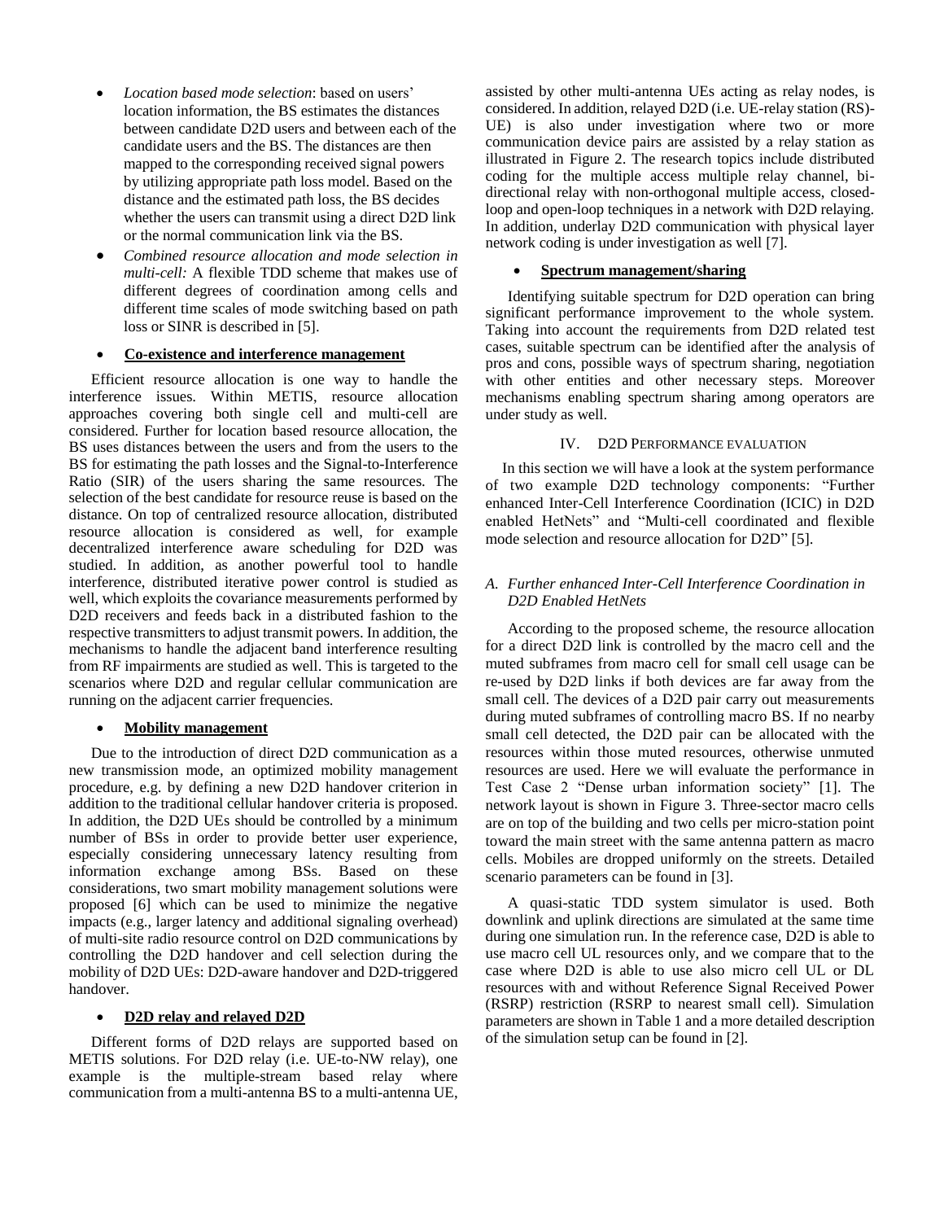- *Location based mode selection*: based on users' location information, the BS estimates the distances between candidate D2D users and between each of the candidate users and the BS. The distances are then mapped to the corresponding received signal powers by utilizing appropriate path loss model. Based on the distance and the estimated path loss, the BS decides whether the users can transmit using a direct D2D link or the normal communication link via the BS.
- *Combined resource allocation and mode selection in multi-cell:* A flexible TDD scheme that makes use of different degrees of coordination among cells and different time scales of mode switching based on path loss or SINR is described in [5].

- **Co-existence and interference management**

Efficient resource allocation is one way to handle the interference issues. Within METIS, resource allocation approaches covering both single cell and multi-cell are considered. Further for location based resource allocation, the BS uses distances between the users and from the users to the BS for estimating the path losses and the Signal-to-Interference Ratio (SIR) of the users sharing the same resources. The selection of the best candidate for resource reuse is based on the distance. On top of centralized resource allocation, distributed resource allocation is considered as well, for example decentralized interference aware scheduling for D2D was studied. In addition, as another powerful tool to handle interference, distributed iterative power control is studied as well, which exploits the covariance measurements performed by D2D receivers and feeds back in a distributed fashion to the respective transmitters to adjust transmit powers. In addition, the mechanisms to handle the adjacent band interference resulting from RF impairments are studied as well. This is targeted to the scenarios where D2D and regular cellular communication are running on the adjacent carrier frequencies.

- **Mobility management**

Due to the introduction of direct D2D communication as a new transmission mode, an optimized mobility management procedure, e.g. by defining a new D2D handover criterion in addition to the traditional cellular handover criteria is proposed. In addition, the D2D UEs should be controlled by a minimum number of BSs in order to provide better user experience, especially considering unnecessary latency resulting from information exchange among BSs. Based on these considerations, two smart mobility management solutions were proposed [6] which can be used to minimize the negative impacts (e.g., larger latency and additional signaling overhead) of multi-site radio resource control on D2D communications by controlling the D2D handover and cell selection during the mobility of D2D UEs: D2D-aware handover and D2D-triggered handover.

- **D2D relay and relayed D2D**

Different forms of D2D relays are supported based on METIS solutions. For D2D relay (i.e. UE-to-NW relay), one example is the multiple-stream based relay where communication from a multi-antenna BS to a multi-antenna UE, assisted by other multi-antenna UEs acting as relay nodes, is considered. In addition, relayed D2D (i.e. UE-relay station (RS)-UE) is also under investigation where two or more communication device pairs are assisted by a relay station as illustrated in Figure 2. The research topics include distributed coding for the multiple access multiple relay channel, bi-directional relay with non-orthogonal multiple access, closed-loop and open-loop techniques in a network with D2D relaying. In addition, underlay D2D communication with physical layer network coding is under investigation as well [7].

- **Spectrum management/sharing**

Identifying suitable spectrum for D2D operation can bring significant performance improvement to the whole system. Taking into account the requirements from D2D related test cases, suitable spectrum can be identified after the analysis of pros and cons, possible ways of spectrum sharing, negotiation with other entities and other necessary steps. Moreover mechanisms enabling spectrum sharing among operators are under study as well.

## IV. D2D Performance evaluation

In this section we will have a look at the system performance of two example D2D technology components: "Further enhanced Inter-Cell Interference Coordination (ICIC) in D2D enabled HetNets" and "Multi-cell coordinated and flexible mode selection and resource allocation for D2D" [5].

### *A. Further enhanced Inter-Cell Interference Coordination in D2D Enabled HetNets*

According to the proposed scheme, the resource allocation for a direct D2D link is controlled by the macro cell and the muted subframes from macro cell for small cell usage can be re-used by D2D links if both devices are far away from the small cell. The devices of a D2D pair carry out measurements during muted subframes of controlling macro BS. If no nearby small cell detected, the D2D pair can be allocated with the resources within those muted resources, otherwise unmuted resources are used. Here we will evaluate the performance in Test Case 2 "Dense urban information society" [1]. The network layout is shown in Figure 3. Three-sector macro cells are on top of the building and two cells per micro-station point toward the main street with the same antenna pattern as macro cells. Mobiles are dropped uniformly on the streets. Detailed scenario parameters can be found in [3].

A quasi-static TDD system simulator is used. Both downlink and uplink directions are simulated at the same time during one simulation run. In the reference case, D2D is able to use macro cell UL resources only, and we compare that to the case where D2D is able to use also micro cell UL or DL resources with and without Reference Signal Received Power (RSRP) restriction (RSRP to nearest small cell). Simulation parameters are shown in Table 1 and a more detailed description of the simulation setup can be found in [2].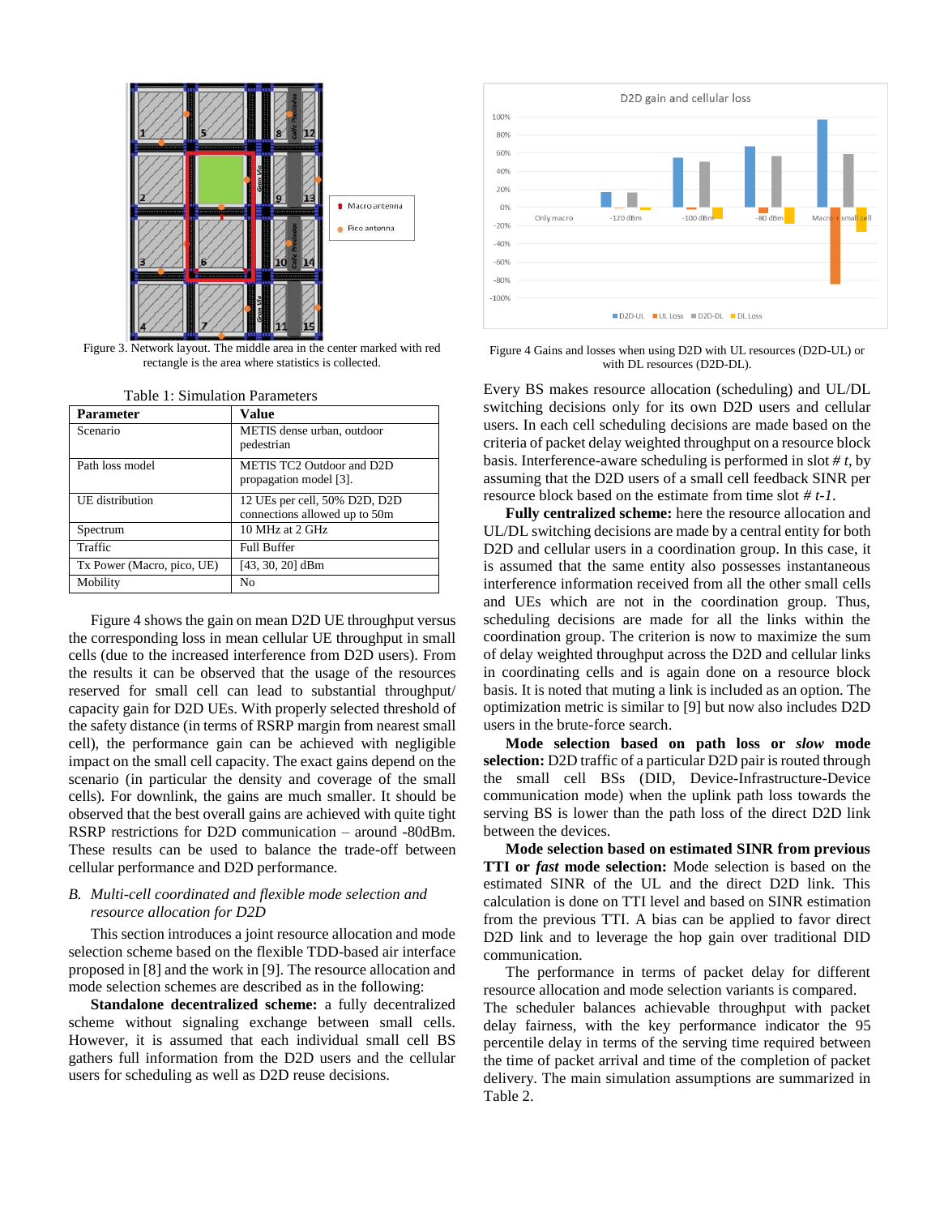Figure 3. Network layout. The middle area in the center marked with red rectangle is the area where statistics is collected.

Table 1: Simulation Parameters

| Parameter | Value |
|---|---|
| Scenario | METIS dense urban, outdoor pedestrian |
| Path loss model | METIS TC2 Outdoor and D2D propagation model [3]. |
| UE distribution | 12 UEs per cell, 50% D2D, D2D connections allowed up to 50m |
| Spectrum | 10 MHz at 2 GHz |
| Traffic | Full Buffer |
| Tx Power (Macro, pico, UE) | [43, 30, 20] dBm |
| Mobility | No |

Figure 4 shows the gain on mean D2D UE throughput versus the corresponding loss in mean cellular UE throughput in small cells (due to the increased interference from D2D users). From the results it can be observed that the usage of the resources reserved for small cell can lead to substantial throughput/ capacity gain for D2D UEs. With properly selected threshold of the safety distance (in terms of RSRP margin from nearest small cell), the performance gain can be achieved with negligible impact on the small cell capacity. The exact gains depend on the scenario (in particular the density and coverage of the small cells). For downlink, the gains are much smaller. It should be observed that the best overall gains are achieved with quite tight RSRP restrictions for D2D communication – around -80dBm. These results can be used to balance the trade-off between cellular performance and D2D performance.

### *B. Multi-cell coordinated and flexible mode selection and resource allocation for D2D*

This section introduces a joint resource allocation and mode selection scheme based on the flexible TDD-based air interface proposed in [8] and the work in [9]. The resource allocation and mode selection schemes are described as in the following:

**Standalone decentralized scheme:** a fully decentralized scheme without signaling exchange between small cells. However, it is assumed that each individual small cell BS gathers full information from the D2D users and the cellular users for scheduling as well as D2D reuse decisions.

Figure 4 Gains and losses when using D2D with UL resources (D2D-UL) or with DL resources (D2D-DL).

Every BS makes resource allocation (scheduling) and UL/DL switching decisions only for its own D2D users and cellular users. In each cell scheduling decisions are made based on the criteria of packet delay weighted throughput on a resource block basis. Interference-aware scheduling is performed in slot *# t*, by assuming that the D2D users of a small cell feedback SINR per resource block based on the estimate from time slot *# t-1*.

**Fully centralized scheme:** here the resource allocation and UL/DL switching decisions are made by a central entity for both D2D and cellular users in a coordination group. In this case, it is assumed that the same entity also possesses instantaneous interference information received from all the other small cells and UEs which are not in the coordination group. Thus, scheduling decisions are made for all the links within the coordination group. The criterion is now to maximize the sum of delay weighted throughput across the D2D and cellular links in coordinating cells and is again done on a resource block basis. It is noted that muting a link is included as an option. The optimization metric is similar to [9] but now also includes D2D users in the brute-force search.

**Mode selection based on path loss or *slow* mode selection:** D2D traffic of a particular D2D pair is routed through the small cell BSs (DID, Device-Infrastructure-Device communication mode) when the uplink path loss towards the serving BS is lower than the path loss of the direct D2D link between the devices.

**Mode selection based on estimated SINR from previous TTI or *fast* mode selection:** Mode selection is based on the estimated SINR of the UL and the direct D2D link. This calculation is done on TTI level and based on SINR estimation from the previous TTI. A bias can be applied to favor direct D2D link and to leverage the hop gain over traditional DID communication.

The performance in terms of packet delay for different resource allocation and mode selection variants is compared. The scheduler balances achievable throughput with packet delay fairness, with the key performance indicator the 95 percentile delay in terms of the serving time required between the time of packet arrival and time of the completion of packet delivery. The main simulation assumptions are summarized in Table 2.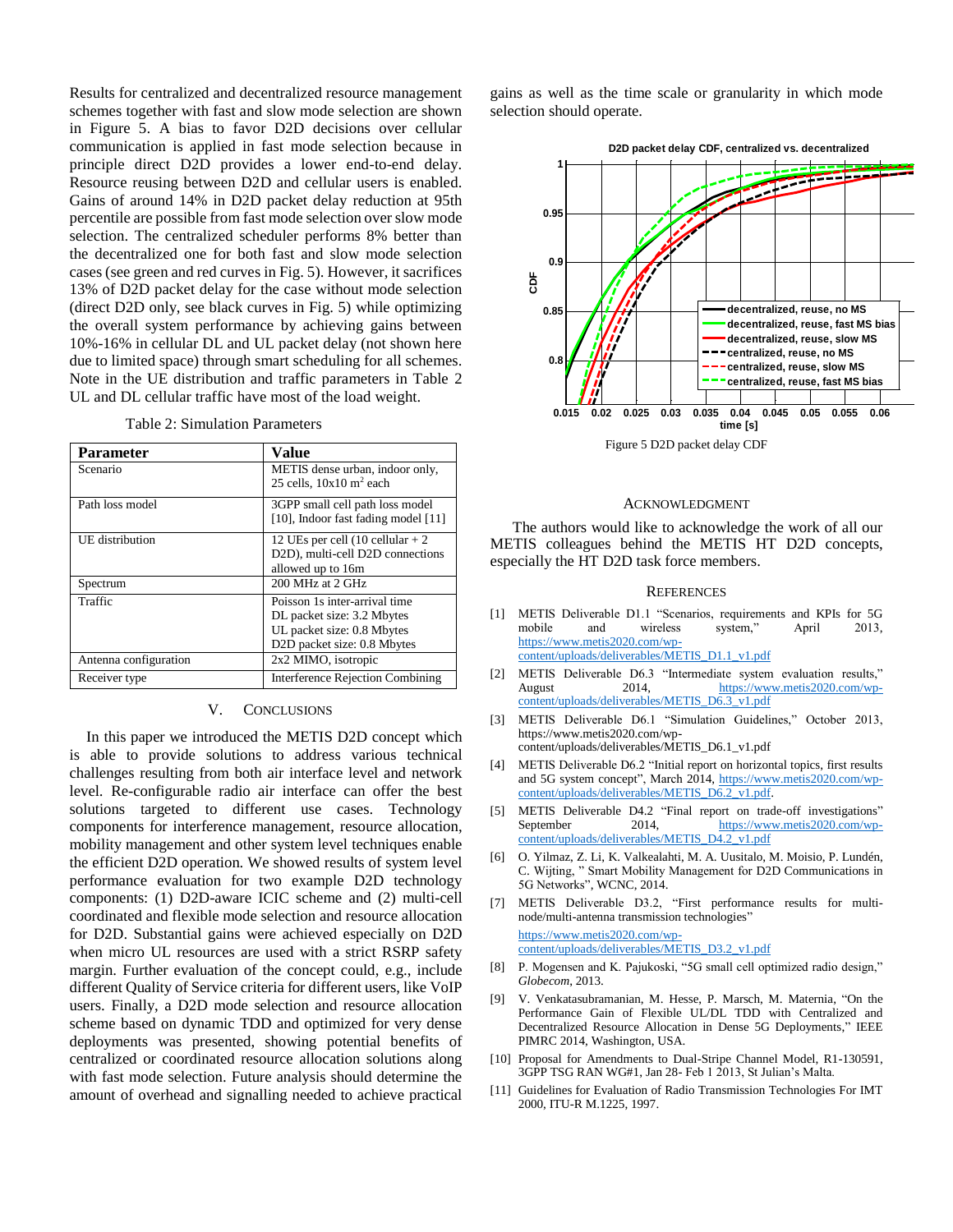Results for centralized and decentralized resource management schemes together with fast and slow mode selection are shown in Figure 5. A bias to favor D2D decisions over cellular communication is applied in fast mode selection because in principle direct D2D provides a lower end-to-end delay. Resource reusing between D2D and cellular users is enabled. Gains of around 14% in D2D packet delay reduction at 95th percentile are possible from fast mode selection over slow mode selection. The centralized scheduler performs 8% better than the decentralized one for both fast and slow mode selection cases (see green and red curves in Fig. 5). However, it sacrifices 13% of D2D packet delay for the case without mode selection (direct D2D only, see black curves in Fig. 5) while optimizing the overall system performance by achieving gains between 10%-16% in cellular DL and UL packet delay (not shown here due to limited space) through smart scheduling for all schemes. Note in the UE distribution and traffic parameters in Table 2 UL and DL cellular traffic have most of the load weight.

Table 2: Simulation Parameters

| Parameter | Value |
|---|---|
| Scenario | METIS dense urban, indoor only, 25 cells, 10x10 m$^2$ each |
| Path loss model | 3GPP small cell path loss model [10], Indoor fast fading model [11] |
| UE distribution | 12 UEs per cell (10 cellular + 2 D2D), multi-cell D2D connections allowed up to 16m |
| Spectrum | 200 MHz at 2 GHz |
| Traffic | Poisson 1s inter-arrival time<br>DL packet size: 3.2 Mbytes<br>UL packet size: 0.8 Mbytes<br>D2D packet size: 0.8 Mbytes |
| Antenna configuration | 2x2 MIMO, isotropic |
| Receiver type | Interference Rejection Combining |

## V. Conclusions

In this paper we introduced the METIS D2D concept which is able to provide solutions to address various technical challenges resulting from both air interface level and network level. Re-configurable radio air interface can offer the best solutions targeted to different use cases. Technology components for interference management, resource allocation, mobility management and other system level techniques enable the efficient D2D operation. We showed results of system level performance evaluation for two example D2D technology components: (1) D2D-aware ICIC scheme and (2) multi-cell coordinated and flexible mode selection and resource allocation for D2D. Substantial gains were achieved especially on D2D when micro UL resources are used with a strict RSRP safety margin. Further evaluation of the concept could, e.g., include different Quality of Service criteria for different users, like VoIP users. Finally, a D2D mode selection and resource allocation scheme based on dynamic TDD and optimized for very dense deployments was presented, showing potential benefits of centralized or coordinated resource allocation solutions along with fast mode selection. Future analysis should determine the amount of overhead and signalling needed to achieve practical gains as well as the time scale or granularity in which mode selection should operate.

D2D packet delay CDF, centralized vs. decentralized

CDF

1
0.95
0.9
0.85
0.8

0.015 0.02 0.025 0.03 0.035 0.04 0.045 0.05 0.055 0.06

time [s]

decentralized, reuse, no MS
decentralized, reuse, fast MS bias
decentralized, reuse, slow MS
centralized, reuse, no MS
centralized, reuse, slow MS
centralized, reuse, fast MS bias

Figure 5 D2D packet delay CDF

## Acknowledgment

The authors would like to acknowledge the work of all our METIS colleagues behind the METIS HT D2D concepts, especially the HT D2D task force members.

## References

[1] METIS Deliverable D1.1 "Scenarios, requirements and KPIs for 5G mobile and wireless system," April 2013, https://www.metis2020.com/wp-content/uploads/deliverables/METIS_D1.1_v1.pdf

[2] METIS Deliverable D6.3 "Intermediate system evaluation results," August 2014, https://www.metis2020.com/wp-content/uploads/deliverables/METIS_D6.3_v1.pdf

[3] METIS Deliverable D6.1 "Simulation Guidelines," October 2013, https://www.metis2020.com/wp-content/uploads/deliverables/METIS_D6.1_v1.pdf

[4] METIS Deliverable D6.2 "Initial report on horizontal topics, first results and 5G system concept", March 2014, https://www.metis2020.com/wp-content/uploads/deliverables/METIS_D6.2_v1.pdf.

[5] METIS Deliverable D4.2 "Final report on trade-off investigations" September 2014, https://www.metis2020.com/wp-content/uploads/deliverables/METIS_D4.2_v1.pdf

[6] O. Yilmaz, Z. Li, K. Valkealahti, M. A. Uusitalo, M. Moisio, P. Lundén, C. Wijting, " Smart Mobility Management for D2D Communications in 5G Networks", WCNC, 2014.

[7] METIS Deliverable D3.2, "First performance results for multi-node/multi-antenna transmission technologies" https://www.metis2020.com/wp-content/uploads/deliverables/METIS_D3.2_v1.pdf

[8] P. Mogensen and K. Pajukoski, "5G small cell optimized radio design," *Globecom*, 2013.

[9] V. Venkatasubramanian, M. Hesse, P. Marsch, M. Maternia, "On the Performance Gain of Flexible UL/DL TDD with Centralized and Decentralized Resource Allocation in Dense 5G Deployments," IEEE PIMRC 2014, Washington, USA.

[10] Proposal for Amendments to Dual-Stripe Channel Model, R1-130591, 3GPP TSG RAN WG#1, Jan 28- Feb 1 2013, St Julian's Malta.

[11] Guidelines for Evaluation of Radio Transmission Technologies For IMT 2000, ITU-R M.1225, 1997.